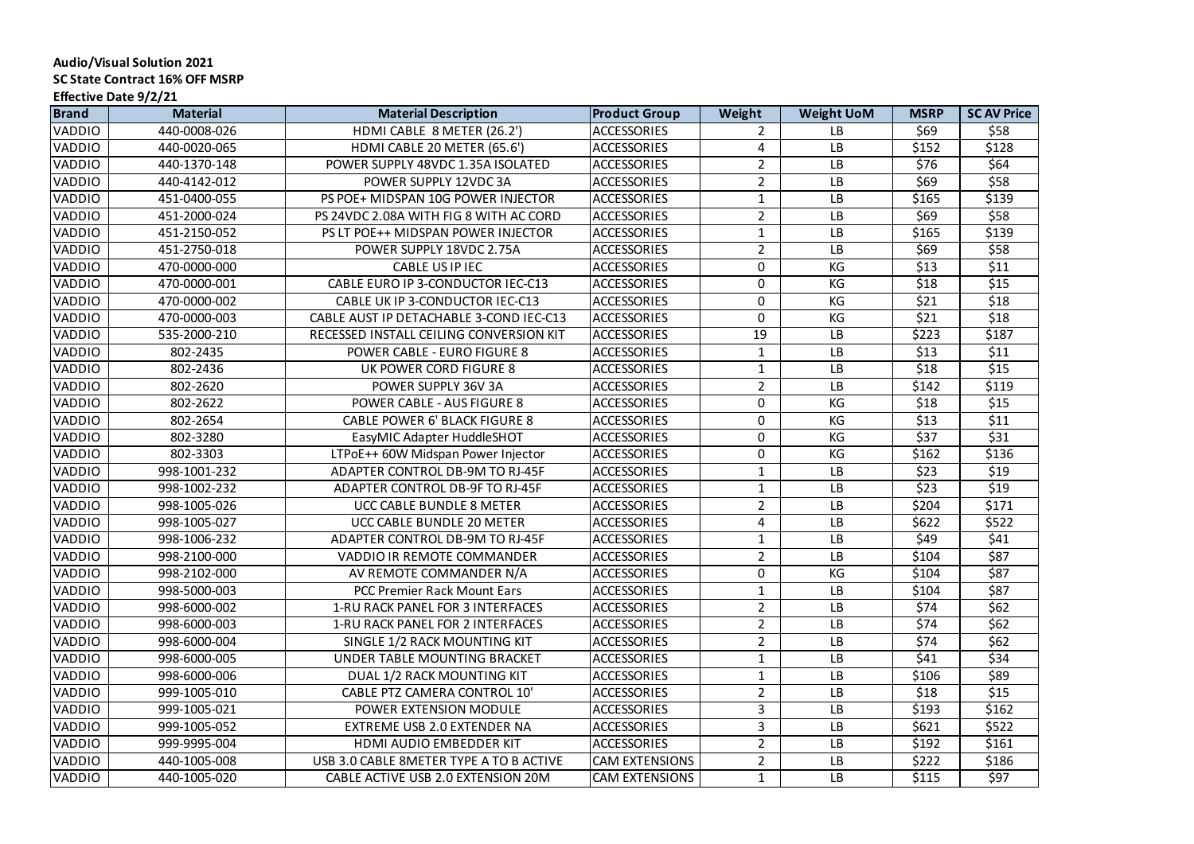**Audio/Visual Solution 2021**
**SC State Contract 16% OFF MSRP**
**Effective Date 9/2/21**

| Brand | Material | Material Description | Product Group | Weight | Weight UoM | MSRP | SC AV Price |
|---|---|---|---|---|---|---|---|
| VADDIO | 440-0008-026 | HDMI CABLE 8 METER (26.2') | ACCESSORIES | 2 | LB | $69 | $58 |
| VADDIO | 440-0020-065 | HDMI CABLE 20 METER (65.6') | ACCESSORIES | 4 | LB | $152 | $128 |
| VADDIO | 440-1370-148 | POWER SUPPLY 48VDC 1.35A ISOLATED | ACCESSORIES | 2 | LB | $76 | $64 |
| VADDIO | 440-4142-012 | POWER SUPPLY 12VDC 3A | ACCESSORIES | 2 | LB | $69 | $58 |
| VADDIO | 451-0400-055 | PS POE+ MIDSPAN 10G POWER INJECTOR | ACCESSORIES | 1 | LB | $165 | $139 |
| VADDIO | 451-2000-024 | PS 24VDC 2.08A WITH FIG 8 WITH AC CORD | ACCESSORIES | 2 | LB | $69 | $58 |
| VADDIO | 451-2150-052 | PS LT POE++ MIDSPAN POWER INJECTOR | ACCESSORIES | 1 | LB | $165 | $139 |
| VADDIO | 451-2750-018 | POWER SUPPLY 18VDC 2.75A | ACCESSORIES | 2 | LB | $69 | $58 |
| VADDIO | 470-0000-000 | CABLE US IP IEC | ACCESSORIES | 0 | KG | $13 | $11 |
| VADDIO | 470-0000-001 | CABLE EURO IP 3-CONDUCTOR IEC-C13 | ACCESSORIES | 0 | KG | $18 | $15 |
| VADDIO | 470-0000-002 | CABLE UK IP 3-CONDUCTOR IEC-C13 | ACCESSORIES | 0 | KG | $21 | $18 |
| VADDIO | 470-0000-003 | CABLE AUST IP DETACHABLE 3-COND IEC-C13 | ACCESSORIES | 0 | KG | $21 | $18 |
| VADDIO | 535-2000-210 | RECESSED INSTALL CEILING CONVERSION KIT | ACCESSORIES | 19 | LB | $223 | $187 |
| VADDIO | 802-2435 | POWER CABLE - EURO FIGURE 8 | ACCESSORIES | 1 | LB | $13 | $11 |
| VADDIO | 802-2436 | UK POWER CORD FIGURE 8 | ACCESSORIES | 1 | LB | $18 | $15 |
| VADDIO | 802-2620 | POWER SUPPLY 36V 3A | ACCESSORIES | 2 | LB | $142 | $119 |
| VADDIO | 802-2622 | POWER CABLE - AUS FIGURE 8 | ACCESSORIES | 0 | KG | $18 | $15 |
| VADDIO | 802-2654 | CABLE POWER 6' BLACK FIGURE 8 | ACCESSORIES | 0 | KG | $13 | $11 |
| VADDIO | 802-3280 | EasyMIC Adapter HuddleSHOT | ACCESSORIES | 0 | KG | $37 | $31 |
| VADDIO | 802-3303 | LTPoE++ 60W Midspan Power Injector | ACCESSORIES | 0 | KG | $162 | $136 |
| VADDIO | 998-1001-232 | ADAPTER CONTROL DB-9M TO RJ-45F | ACCESSORIES | 1 | LB | $23 | $19 |
| VADDIO | 998-1002-232 | ADAPTER CONTROL DB-9F TO RJ-45F | ACCESSORIES | 1 | LB | $23 | $19 |
| VADDIO | 998-1005-026 | UCC CABLE BUNDLE 8 METER | ACCESSORIES | 2 | LB | $204 | $171 |
| VADDIO | 998-1005-027 | UCC CABLE BUNDLE 20 METER | ACCESSORIES | 4 | LB | $622 | $522 |
| VADDIO | 998-1006-232 | ADAPTER CONTROL DB-9M TO RJ-45F | ACCESSORIES | 1 | LB | $49 | $41 |
| VADDIO | 998-2100-000 | VADDIO IR REMOTE COMMANDER | ACCESSORIES | 2 | LB | $104 | $87 |
| VADDIO | 998-2102-000 | AV REMOTE COMMANDER N/A | ACCESSORIES | 0 | KG | $104 | $87 |
| VADDIO | 998-5000-003 | PCC Premier Rack Mount Ears | ACCESSORIES | 1 | LB | $104 | $87 |
| VADDIO | 998-6000-002 | 1-RU RACK PANEL FOR 3 INTERFACES | ACCESSORIES | 2 | LB | $74 | $62 |
| VADDIO | 998-6000-003 | 1-RU RACK PANEL FOR 2 INTERFACES | ACCESSORIES | 2 | LB | $74 | $62 |
| VADDIO | 998-6000-004 | SINGLE 1/2 RACK MOUNTING KIT | ACCESSORIES | 2 | LB | $74 | $62 |
| VADDIO | 998-6000-005 | UNDER TABLE MOUNTING BRACKET | ACCESSORIES | 1 | LB | $41 | $34 |
| VADDIO | 998-6000-006 | DUAL 1/2 RACK MOUNTING KIT | ACCESSORIES | 1 | LB | $106 | $89 |
| VADDIO | 999-1005-010 | CABLE PTZ CAMERA CONTROL 10' | ACCESSORIES | 2 | LB | $18 | $15 |
| VADDIO | 999-1005-021 | POWER EXTENSION MODULE | ACCESSORIES | 3 | LB | $193 | $162 |
| VADDIO | 999-1005-052 | EXTREME USB 2.0 EXTENDER NA | ACCESSORIES | 3 | LB | $621 | $522 |
| VADDIO | 999-9995-004 | HDMI AUDIO EMBEDDER KIT | ACCESSORIES | 2 | LB | $192 | $161 |
| VADDIO | 440-1005-008 | USB 3.0 CABLE 8METER TYPE A TO B ACTIVE | CAM EXTENSIONS | 2 | LB | $222 | $186 |
| VADDIO | 440-1005-020 | CABLE ACTIVE USB 2.0 EXTENSION 20M | CAM EXTENSIONS | 1 | LB | $115 | $97 |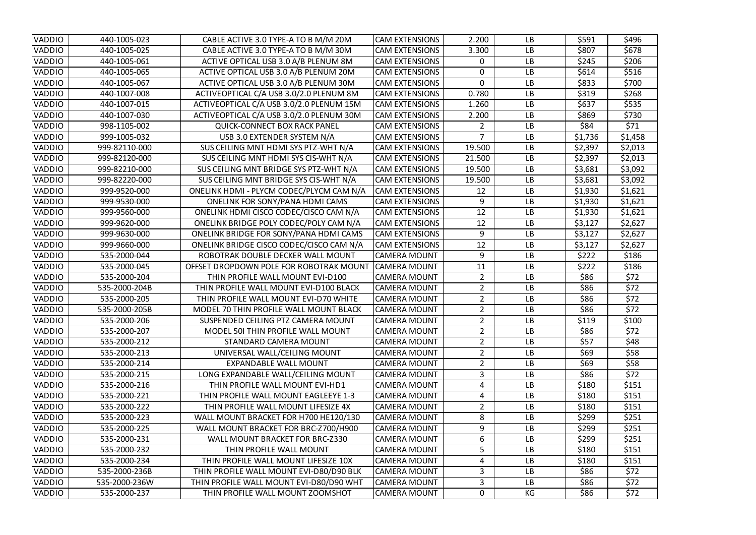| | | | | | | | |
|---|---|---|---|---|---|---|---|
| VADDIO | 440-1005-023 | CABLE ACTIVE 3.0 TYPE-A TO B M/M 20M | CAM EXTENSIONS | 2.200 | LB | $591 | $496 |
| VADDIO | 440-1005-025 | CABLE ACTIVE 3.0 TYPE-A TO B M/M 30M | CAM EXTENSIONS | 3.300 | LB | $807 | $678 |
| VADDIO | 440-1005-061 | ACTIVE OPTICAL USB 3.0 A/B PLENUM 8M | CAM EXTENSIONS | 0 | LB | $245 | $206 |
| VADDIO | 440-1005-065 | ACTIVE OPTICAL USB 3.0 A/B PLENUM 20M | CAM EXTENSIONS | 0 | LB | $614 | $516 |
| VADDIO | 440-1005-067 | ACTIVE OPTICAL USB 3.0 A/B PLENUM 30M | CAM EXTENSIONS | 0 | LB | $833 | $700 |
| VADDIO | 440-1007-008 | ACTIVEOPTICAL C/A USB 3.0/2.0 PLENUM 8M | CAM EXTENSIONS | 0.780 | LB | $319 | $268 |
| VADDIO | 440-1007-015 | ACTIVEOPTICAL C/A USB 3.0/2.0 PLENUM 15M | CAM EXTENSIONS | 1.260 | LB | $637 | $535 |
| VADDIO | 440-1007-030 | ACTIVEOPTICAL C/A USB 3.0/2.0 PLENUM 30M | CAM EXTENSIONS | 2.200 | LB | $869 | $730 |
| VADDIO | 998-1105-002 | QUICK-CONNECT BOX RACK PANEL | CAM EXTENSIONS | 2 | LB | $84 | $71 |
| VADDIO | 999-1005-032 | USB 3.0 EXTENDER SYSTEM N/A | CAM EXTENSIONS | 7 | LB | $1,736 | $1,458 |
| VADDIO | 999-82110-000 | SUS CEILING MNT HDMI SYS PTZ-WHT N/A | CAM EXTENSIONS | 19.500 | LB | $2,397 | $2,013 |
| VADDIO | 999-82120-000 | SUS CEILING MNT HDMI SYS CIS-WHT N/A | CAM EXTENSIONS | 21.500 | LB | $2,397 | $2,013 |
| VADDIO | 999-82210-000 | SUS CEILING MNT BRIDGE SYS PTZ-WHT N/A | CAM EXTENSIONS | 19.500 | LB | $3,681 | $3,092 |
| VADDIO | 999-82220-000 | SUS CEILING MNT BRIDGE SYS CIS-WHT N/A | CAM EXTENSIONS | 19.500 | LB | $3,681 | $3,092 |
| VADDIO | 999-9520-000 | ONELINK HDMI - PLYCM CODEC/PLYCM CAM N/A | CAM EXTENSIONS | 12 | LB | $1,930 | $1,621 |
| VADDIO | 999-9530-000 | ONELINK FOR SONY/PANA HDMI CAMS | CAM EXTENSIONS | 9 | LB | $1,930 | $1,621 |
| VADDIO | 999-9560-000 | ONELINK HDMI CISCO CODEC/CISCO CAM N/A | CAM EXTENSIONS | 12 | LB | $1,930 | $1,621 |
| VADDIO | 999-9620-000 | ONELINK BRIDGE POLY CODEC/POLY CAM N/A | CAM EXTENSIONS | 12 | LB | $3,127 | $2,627 |
| VADDIO | 999-9630-000 | ONELINK BRIDGE FOR SONY/PANA HDMI CAMS | CAM EXTENSIONS | 9 | LB | $3,127 | $2,627 |
| VADDIO | 999-9660-000 | ONELINK BRIDGE CISCO CODEC/CISCO CAM N/A | CAM EXTENSIONS | 12 | LB | $3,127 | $2,627 |
| VADDIO | 535-2000-044 | ROBOTRAK DOUBLE DECKER WALL MOUNT | CAMERA MOUNT | 9 | LB | $222 | $186 |
| VADDIO | 535-2000-045 | OFFSET DROPDOWN POLE FOR ROBOTRAK MOUNT | CAMERA MOUNT | 11 | LB | $222 | $186 |
| VADDIO | 535-2000-204 | THIN PROFILE WALL MOUNT EVI-D100 | CAMERA MOUNT | 2 | LB | $86 | $72 |
| VADDIO | 535-2000-204B | THIN PROFILE WALL MOUNT EVI-D100 BLACK | CAMERA MOUNT | 2 | LB | $86 | $72 |
| VADDIO | 535-2000-205 | THIN PROFILE WALL MOUNT EVI-D70 WHITE | CAMERA MOUNT | 2 | LB | $86 | $72 |
| VADDIO | 535-2000-205B | MODEL 70 THIN PROFILE WALL MOUNT BLACK | CAMERA MOUNT | 2 | LB | $86 | $72 |
| VADDIO | 535-2000-206 | SUSPENDED CEILING PTZ CAMERA MOUNT | CAMERA MOUNT | 2 | LB | $119 | $100 |
| VADDIO | 535-2000-207 | MODEL 50I THIN PROFILE WALL MOUNT | CAMERA MOUNT | 2 | LB | $86 | $72 |
| VADDIO | 535-2000-212 | STANDARD CAMERA MOUNT | CAMERA MOUNT | 2 | LB | $57 | $48 |
| VADDIO | 535-2000-213 | UNIVERSAL WALL/CEILING MOUNT | CAMERA MOUNT | 2 | LB | $69 | $58 |
| VADDIO | 535-2000-214 | EXPANDABLE WALL MOUNT | CAMERA MOUNT | 2 | LB | $69 | $58 |
| VADDIO | 535-2000-215 | LONG EXPANDABLE WALL/CEILING MOUNT | CAMERA MOUNT | 3 | LB | $86 | $72 |
| VADDIO | 535-2000-216 | THIN PROFILE WALL MOUNT EVI-HD1 | CAMERA MOUNT | 4 | LB | $180 | $151 |
| VADDIO | 535-2000-221 | THIN PROFILE WALL MOUNT EAGLEEYE 1-3 | CAMERA MOUNT | 4 | LB | $180 | $151 |
| VADDIO | 535-2000-222 | THIN PROFILE WALL MOUNT LIFESIZE 4X | CAMERA MOUNT | 2 | LB | $180 | $151 |
| VADDIO | 535-2000-223 | WALL MOUNT BRACKET FOR H700 HE120/130 | CAMERA MOUNT | 8 | LB | $299 | $251 |
| VADDIO | 535-2000-225 | WALL MOUNT BRACKET FOR BRC-Z700/H900 | CAMERA MOUNT | 9 | LB | $299 | $251 |
| VADDIO | 535-2000-231 | WALL MOUNT BRACKET FOR BRC-Z330 | CAMERA MOUNT | 6 | LB | $299 | $251 |
| VADDIO | 535-2000-232 | THIN PROFILE WALL MOUNT | CAMERA MOUNT | 5 | LB | $180 | $151 |
| VADDIO | 535-2000-234 | THIN PROFILE WALL MOUNT LIFESIZE 10X | CAMERA MOUNT | 4 | LB | $180 | $151 |
| VADDIO | 535-2000-236B | THIN PROFILE WALL MOUNT EVI-D80/D90 BLK | CAMERA MOUNT | 3 | LB | $86 | $72 |
| VADDIO | 535-2000-236W | THIN PROFILE WALL MOUNT EVI-D80/D90 WHT | CAMERA MOUNT | 3 | LB | $86 | $72 |
| VADDIO | 535-2000-237 | THIN PROFILE WALL MOUNT ZOOMSHOT | CAMERA MOUNT | 0 | KG | $86 | $72 |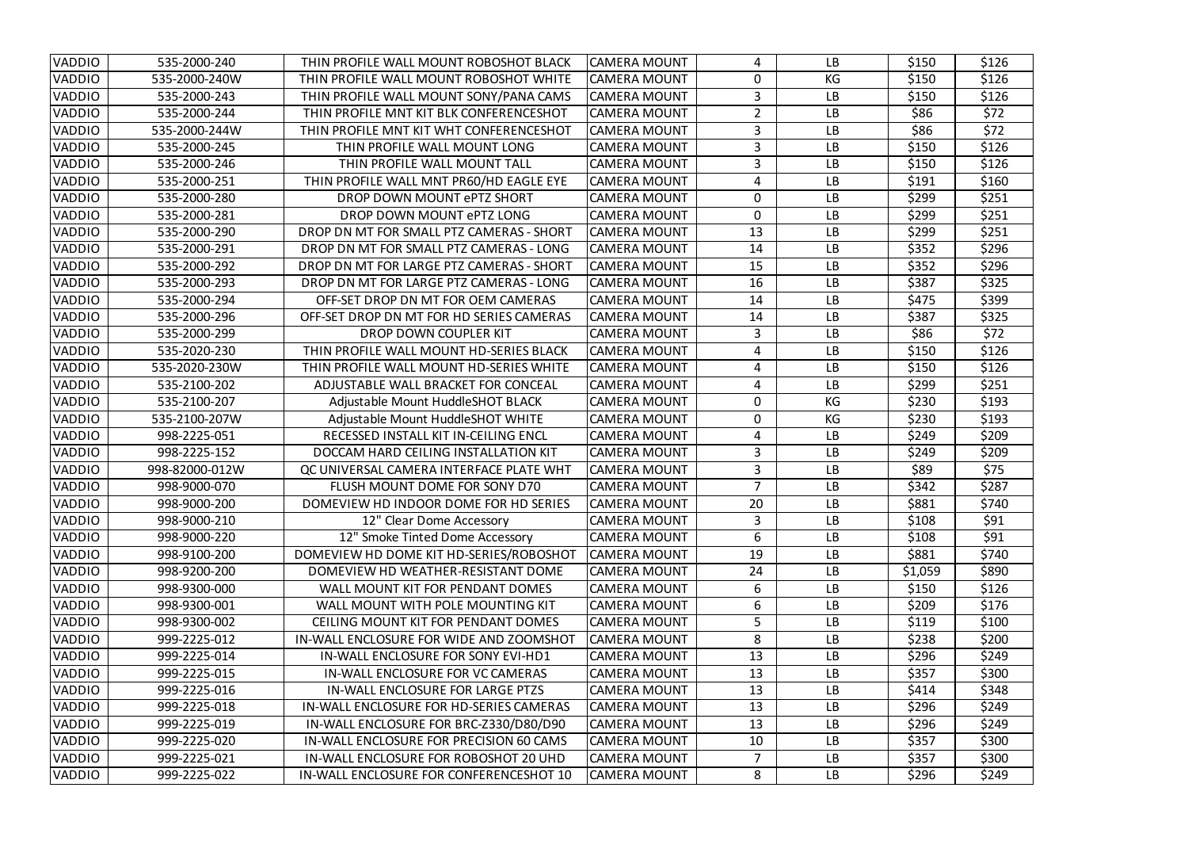| VADDIO | 535-2000-240 | THIN PROFILE WALL MOUNT ROBOSHOT BLACK | CAMERA MOUNT | 4 | LB | $150 | $126 |
|---|---|---|---|---|---|---|---|
| VADDIO | 535-2000-240W | THIN PROFILE WALL MOUNT ROBOSHOT WHITE | CAMERA MOUNT | 0 | KG | $150 | $126 |
| VADDIO | 535-2000-243 | THIN PROFILE WALL MOUNT SONY/PANA CAMS | CAMERA MOUNT | 3 | LB | $150 | $126 |
| VADDIO | 535-2000-244 | THIN PROFILE MNT KIT BLK CONFERENCESHOT | CAMERA MOUNT | 2 | LB | $86 | $72 |
| VADDIO | 535-2000-244W | THIN PROFILE MNT KIT WHT CONFERENCESHOT | CAMERA MOUNT | 3 | LB | $86 | $72 |
| VADDIO | 535-2000-245 | THIN PROFILE WALL MOUNT LONG | CAMERA MOUNT | 3 | LB | $150 | $126 |
| VADDIO | 535-2000-246 | THIN PROFILE WALL MOUNT TALL | CAMERA MOUNT | 3 | LB | $150 | $126 |
| VADDIO | 535-2000-251 | THIN PROFILE WALL MNT PR60/HD EAGLE EYE | CAMERA MOUNT | 4 | LB | $191 | $160 |
| VADDIO | 535-2000-280 | DROP DOWN MOUNT ePTZ SHORT | CAMERA MOUNT | 0 | LB | $299 | $251 |
| VADDIO | 535-2000-281 | DROP DOWN MOUNT ePTZ LONG | CAMERA MOUNT | 0 | LB | $299 | $251 |
| VADDIO | 535-2000-290 | DROP DN MT FOR SMALL PTZ CAMERAS - SHORT | CAMERA MOUNT | 13 | LB | $299 | $251 |
| VADDIO | 535-2000-291 | DROP DN MT FOR SMALL PTZ CAMERAS - LONG | CAMERA MOUNT | 14 | LB | $352 | $296 |
| VADDIO | 535-2000-292 | DROP DN MT FOR LARGE PTZ CAMERAS - SHORT | CAMERA MOUNT | 15 | LB | $352 | $296 |
| VADDIO | 535-2000-293 | DROP DN MT FOR LARGE PTZ CAMERAS - LONG | CAMERA MOUNT | 16 | LB | $387 | $325 |
| VADDIO | 535-2000-294 | OFF-SET DROP DN MT FOR OEM CAMERAS | CAMERA MOUNT | 14 | LB | $475 | $399 |
| VADDIO | 535-2000-296 | OFF-SET DROP DN MT FOR HD SERIES CAMERAS | CAMERA MOUNT | 14 | LB | $387 | $325 |
| VADDIO | 535-2000-299 | DROP DOWN COUPLER KIT | CAMERA MOUNT | 3 | LB | $86 | $72 |
| VADDIO | 535-2020-230 | THIN PROFILE WALL MOUNT HD-SERIES BLACK | CAMERA MOUNT | 4 | LB | $150 | $126 |
| VADDIO | 535-2020-230W | THIN PROFILE WALL MOUNT HD-SERIES WHITE | CAMERA MOUNT | 4 | LB | $150 | $126 |
| VADDIO | 535-2100-202 | ADJUSTABLE WALL BRACKET FOR CONCEAL | CAMERA MOUNT | 4 | LB | $299 | $251 |
| VADDIO | 535-2100-207 | Adjustable Mount HuddleSHOT BLACK | CAMERA MOUNT | 0 | KG | $230 | $193 |
| VADDIO | 535-2100-207W | Adjustable Mount HuddleSHOT WHITE | CAMERA MOUNT | 0 | KG | $230 | $193 |
| VADDIO | 998-2225-051 | RECESSED INSTALL KIT IN-CEILING ENCL | CAMERA MOUNT | 4 | LB | $249 | $209 |
| VADDIO | 998-2225-152 | DOCCAM HARD CEILING INSTALLATION KIT | CAMERA MOUNT | 3 | LB | $249 | $209 |
| VADDIO | 998-82000-012W | QC UNIVERSAL CAMERA INTERFACE PLATE WHT | CAMERA MOUNT | 3 | LB | $89 | $75 |
| VADDIO | 998-9000-070 | FLUSH MOUNT DOME FOR SONY D70 | CAMERA MOUNT | 7 | LB | $342 | $287 |
| VADDIO | 998-9000-200 | DOMEVIEW HD INDOOR DOME FOR HD SERIES | CAMERA MOUNT | 20 | LB | $881 | $740 |
| VADDIO | 998-9000-210 | 12" Clear Dome Accessory | CAMERA MOUNT | 3 | LB | $108 | $91 |
| VADDIO | 998-9000-220 | 12" Smoke Tinted Dome Accessory | CAMERA MOUNT | 6 | LB | $108 | $91 |
| VADDIO | 998-9100-200 | DOMEVIEW HD DOME KIT HD-SERIES/ROBOSHOT | CAMERA MOUNT | 19 | LB | $881 | $740 |
| VADDIO | 998-9200-200 | DOMEVIEW HD WEATHER-RESISTANT DOME | CAMERA MOUNT | 24 | LB | $1,059 | $890 |
| VADDIO | 998-9300-000 | WALL MOUNT KIT FOR PENDANT DOMES | CAMERA MOUNT | 6 | LB | $150 | $126 |
| VADDIO | 998-9300-001 | WALL MOUNT WITH POLE MOUNTING KIT | CAMERA MOUNT | 6 | LB | $209 | $176 |
| VADDIO | 998-9300-002 | CEILING MOUNT KIT FOR PENDANT DOMES | CAMERA MOUNT | 5 | LB | $119 | $100 |
| VADDIO | 999-2225-012 | IN-WALL ENCLOSURE FOR WIDE AND ZOOMSHOT | CAMERA MOUNT | 8 | LB | $238 | $200 |
| VADDIO | 999-2225-014 | IN-WALL ENCLOSURE FOR SONY EVI-HD1 | CAMERA MOUNT | 13 | LB | $296 | $249 |
| VADDIO | 999-2225-015 | IN-WALL ENCLOSURE FOR VC CAMERAS | CAMERA MOUNT | 13 | LB | $357 | $300 |
| VADDIO | 999-2225-016 | IN-WALL ENCLOSURE FOR LARGE PTZS | CAMERA MOUNT | 13 | LB | $414 | $348 |
| VADDIO | 999-2225-018 | IN-WALL ENCLOSURE FOR HD-SERIES CAMERAS | CAMERA MOUNT | 13 | LB | $296 | $249 |
| VADDIO | 999-2225-019 | IN-WALL ENCLOSURE FOR BRC-Z330/D80/D90 | CAMERA MOUNT | 13 | LB | $296 | $249 |
| VADDIO | 999-2225-020 | IN-WALL ENCLOSURE FOR PRECISION 60 CAMS | CAMERA MOUNT | 10 | LB | $357 | $300 |
| VADDIO | 999-2225-021 | IN-WALL ENCLOSURE FOR ROBOSHOT 20 UHD | CAMERA MOUNT | 7 | LB | $357 | $300 |
| VADDIO | 999-2225-022 | IN-WALL ENCLOSURE FOR CONFERENCESHOT 10 | CAMERA MOUNT | 8 | LB | $296 | $249 |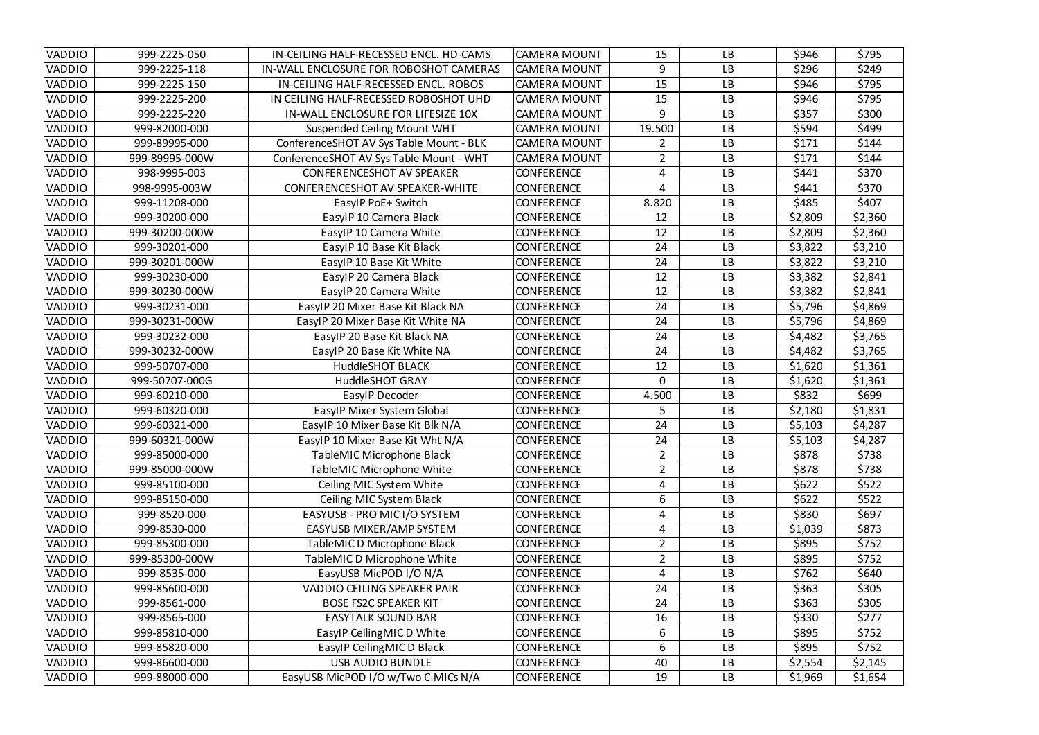| VADDIO | 999-2225-050 | IN-CEILING HALF-RECESSED ENCL. HD-CAMS | CAMERA MOUNT | 15 | LB | $946 | $795 |
|---|---|---|---|---|---|---|---|
| VADDIO | 999-2225-118 | IN-WALL ENCLOSURE FOR ROBOSHOT CAMERAS | CAMERA MOUNT | 9 | LB | $296 | $249 |
| VADDIO | 999-2225-150 | IN-CEILING HALF-RECESSED ENCL. ROBOS | CAMERA MOUNT | 15 | LB | $946 | $795 |
| VADDIO | 999-2225-200 | IN CEILING HALF-RECESSED ROBOSHOT UHD | CAMERA MOUNT | 15 | LB | $946 | $795 |
| VADDIO | 999-2225-220 | IN-WALL ENCLOSURE FOR LIFESIZE 10X | CAMERA MOUNT | 9 | LB | $357 | $300 |
| VADDIO | 999-82000-000 | Suspended Ceiling Mount WHT | CAMERA MOUNT | 19.500 | LB | $594 | $499 |
| VADDIO | 999-89995-000 | ConferenceSHOT AV Sys Table Mount - BLK | CAMERA MOUNT | 2 | LB | $171 | $144 |
| VADDIO | 999-89995-000W | ConferenceSHOT AV Sys Table Mount - WHT | CAMERA MOUNT | 2 | LB | $171 | $144 |
| VADDIO | 998-9995-003 | CONFERENCESHOT AV SPEAKER | CONFERENCE | 4 | LB | $441 | $370 |
| VADDIO | 998-9995-003W | CONFERENCESHOT AV SPEAKER-WHITE | CONFERENCE | 4 | LB | $441 | $370 |
| VADDIO | 999-11208-000 | EasyIP PoE+ Switch | CONFERENCE | 8.820 | LB | $485 | $407 |
| VADDIO | 999-30200-000 | EasyIP 10 Camera Black | CONFERENCE | 12 | LB | $2,809 | $2,360 |
| VADDIO | 999-30200-000W | EasyIP 10 Camera White | CONFERENCE | 12 | LB | $2,809 | $2,360 |
| VADDIO | 999-30201-000 | EasyIP 10 Base Kit Black | CONFERENCE | 24 | LB | $3,822 | $3,210 |
| VADDIO | 999-30201-000W | EasyIP 10 Base Kit White | CONFERENCE | 24 | LB | $3,822 | $3,210 |
| VADDIO | 999-30230-000 | EasyIP 20 Camera Black | CONFERENCE | 12 | LB | $3,382 | $2,841 |
| VADDIO | 999-30230-000W | EasyIP 20 Camera White | CONFERENCE | 12 | LB | $3,382 | $2,841 |
| VADDIO | 999-30231-000 | EasyIP 20 Mixer Base Kit Black NA | CONFERENCE | 24 | LB | $5,796 | $4,869 |
| VADDIO | 999-30231-000W | EasyIP 20 Mixer Base Kit White NA | CONFERENCE | 24 | LB | $5,796 | $4,869 |
| VADDIO | 999-30232-000 | EasyIP 20 Base Kit Black NA | CONFERENCE | 24 | LB | $4,482 | $3,765 |
| VADDIO | 999-30232-000W | EasyIP 20 Base Kit White NA | CONFERENCE | 24 | LB | $4,482 | $3,765 |
| VADDIO | 999-50707-000 | HuddleSHOT BLACK | CONFERENCE | 12 | LB | $1,620 | $1,361 |
| VADDIO | 999-50707-000G | HuddleSHOT GRAY | CONFERENCE | 0 | LB | $1,620 | $1,361 |
| VADDIO | 999-60210-000 | EasyIP Decoder | CONFERENCE | 4.500 | LB | $832 | $699 |
| VADDIO | 999-60320-000 | EasyIP Mixer System Global | CONFERENCE | 5 | LB | $2,180 | $1,831 |
| VADDIO | 999-60321-000 | EasyIP 10 Mixer Base Kit Blk N/A | CONFERENCE | 24 | LB | $5,103 | $4,287 |
| VADDIO | 999-60321-000W | EasyIP 10 Mixer Base Kit Wht N/A | CONFERENCE | 24 | LB | $5,103 | $4,287 |
| VADDIO | 999-85000-000 | TableMIC Microphone Black | CONFERENCE | 2 | LB | $878 | $738 |
| VADDIO | 999-85000-000W | TableMIC Microphone White | CONFERENCE | 2 | LB | $878 | $738 |
| VADDIO | 999-85100-000 | Ceiling MIC System White | CONFERENCE | 4 | LB | $622 | $522 |
| VADDIO | 999-85150-000 | Ceiling MIC System Black | CONFERENCE | 6 | LB | $622 | $522 |
| VADDIO | 999-8520-000 | EASYUSB - PRO MIC I/O SYSTEM | CONFERENCE | 4 | LB | $830 | $697 |
| VADDIO | 999-8530-000 | EASYUSB MIXER/AMP SYSTEM | CONFERENCE | 4 | LB | $1,039 | $873 |
| VADDIO | 999-85300-000 | TableMIC D Microphone Black | CONFERENCE | 2 | LB | $895 | $752 |
| VADDIO | 999-85300-000W | TableMIC D Microphone White | CONFERENCE | 2 | LB | $895 | $752 |
| VADDIO | 999-8535-000 | EasyUSB MicPOD I/O N/A | CONFERENCE | 4 | LB | $762 | $640 |
| VADDIO | 999-85600-000 | VADDIO CEILING SPEAKER PAIR | CONFERENCE | 24 | LB | $363 | $305 |
| VADDIO | 999-8561-000 | BOSE FS2C SPEAKER KIT | CONFERENCE | 24 | LB | $363 | $305 |
| VADDIO | 999-8565-000 | EASYTALK SOUND BAR | CONFERENCE | 16 | LB | $330 | $277 |
| VADDIO | 999-85810-000 | EasyIP CeilingMIC D White | CONFERENCE | 6 | LB | $895 | $752 |
| VADDIO | 999-85820-000 | EasyIP CeilingMIC D Black | CONFERENCE | 6 | LB | $895 | $752 |
| VADDIO | 999-86600-000 | USB AUDIO BUNDLE | CONFERENCE | 40 | LB | $2,554 | $2,145 |
| VADDIO | 999-88000-000 | EasyUSB MicPOD I/O w/Two C-MICs N/A | CONFERENCE | 19 | LB | $1,969 | $1,654 |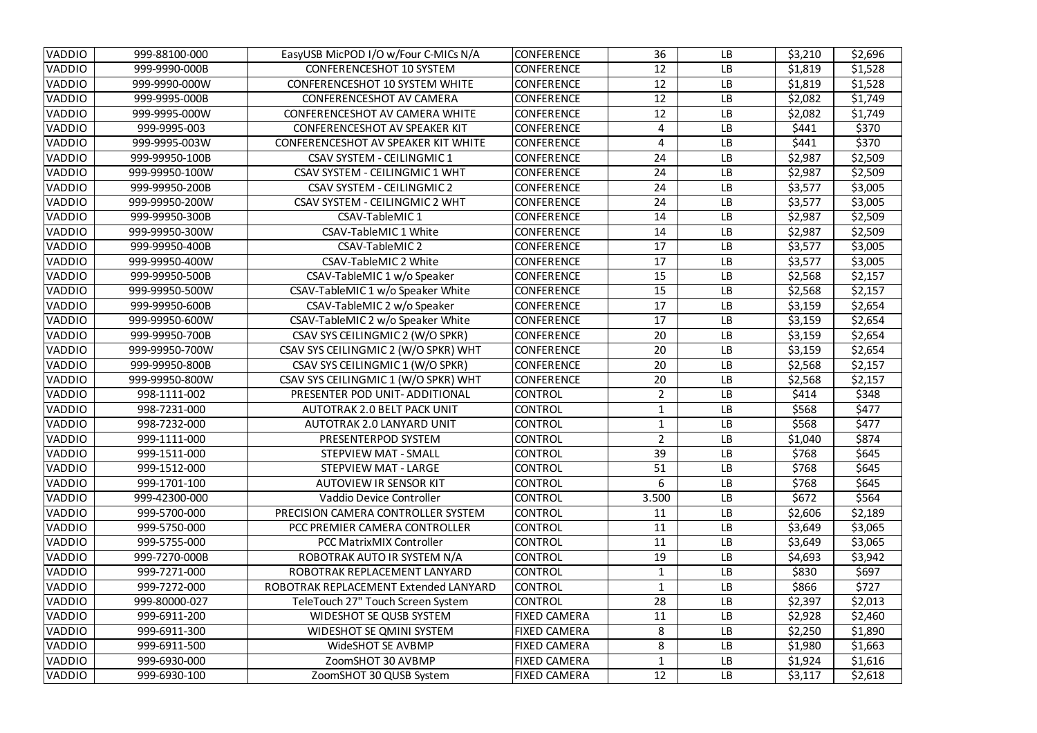| | | | | | | | |
|---|---|---|---|---|---|---|---|
| VADDIO | 999-88100-000 | EasyUSB MicPOD I/O w/Four C-MICs N/A | CONFERENCE | 36 | LB | $3,210 | $2,696 |
| VADDIO | 999-9990-000B | CONFERENCESHOT 10 SYSTEM | CONFERENCE | 12 | LB | $1,819 | $1,528 |
| VADDIO | 999-9990-000W | CONFERENCESHOT 10 SYSTEM WHITE | CONFERENCE | 12 | LB | $1,819 | $1,528 |
| VADDIO | 999-9995-000B | CONFERENCESHOT AV CAMERA | CONFERENCE | 12 | LB | $2,082 | $1,749 |
| VADDIO | 999-9995-000W | CONFERENCESHOT AV CAMERA WHITE | CONFERENCE | 12 | LB | $2,082 | $1,749 |
| VADDIO | 999-9995-003 | CONFERENCESHOT AV SPEAKER KIT | CONFERENCE | 4 | LB | $441 | $370 |
| VADDIO | 999-9995-003W | CONFERENCESHOT AV SPEAKER KIT WHITE | CONFERENCE | 4 | LB | $441 | $370 |
| VADDIO | 999-99950-100B | CSAV SYSTEM - CEILINGMIC 1 | CONFERENCE | 24 | LB | $2,987 | $2,509 |
| VADDIO | 999-99950-100W | CSAV SYSTEM - CEILINGMIC 1 WHT | CONFERENCE | 24 | LB | $2,987 | $2,509 |
| VADDIO | 999-99950-200B | CSAV SYSTEM - CEILINGMIC 2 | CONFERENCE | 24 | LB | $3,577 | $3,005 |
| VADDIO | 999-99950-200W | CSAV SYSTEM - CEILINGMIC 2 WHT | CONFERENCE | 24 | LB | $3,577 | $3,005 |
| VADDIO | 999-99950-300B | CSAV-TableMIC 1 | CONFERENCE | 14 | LB | $2,987 | $2,509 |
| VADDIO | 999-99950-300W | CSAV-TableMIC 1 White | CONFERENCE | 14 | LB | $2,987 | $2,509 |
| VADDIO | 999-99950-400B | CSAV-TableMIC 2 | CONFERENCE | 17 | LB | $3,577 | $3,005 |
| VADDIO | 999-99950-400W | CSAV-TableMIC 2 White | CONFERENCE | 17 | LB | $3,577 | $3,005 |
| VADDIO | 999-99950-500B | CSAV-TableMIC 1 w/o Speaker | CONFERENCE | 15 | LB | $2,568 | $2,157 |
| VADDIO | 999-99950-500W | CSAV-TableMIC 1 w/o Speaker White | CONFERENCE | 15 | LB | $2,568 | $2,157 |
| VADDIO | 999-99950-600B | CSAV-TableMIC 2 w/o Speaker | CONFERENCE | 17 | LB | $3,159 | $2,654 |
| VADDIO | 999-99950-600W | CSAV-TableMIC 2 w/o Speaker White | CONFERENCE | 17 | LB | $3,159 | $2,654 |
| VADDIO | 999-99950-700B | CSAV SYS CEILINGMIC 2 (W/O SPKR) | CONFERENCE | 20 | LB | $3,159 | $2,654 |
| VADDIO | 999-99950-700W | CSAV SYS CEILINGMIC 2 (W/O SPKR) WHT | CONFERENCE | 20 | LB | $3,159 | $2,654 |
| VADDIO | 999-99950-800B | CSAV SYS CEILINGMIC 1 (W/O SPKR) | CONFERENCE | 20 | LB | $2,568 | $2,157 |
| VADDIO | 999-99950-800W | CSAV SYS CEILINGMIC 1 (W/O SPKR) WHT | CONFERENCE | 20 | LB | $2,568 | $2,157 |
| VADDIO | 998-1111-002 | PRESENTER POD UNIT- ADDITIONAL | CONTROL | 2 | LB | $414 | $348 |
| VADDIO | 998-7231-000 | AUTOTRAK 2.0 BELT PACK UNIT | CONTROL | 1 | LB | $568 | $477 |
| VADDIO | 998-7232-000 | AUTOTRAK 2.0 LANYARD UNIT | CONTROL | 1 | LB | $568 | $477 |
| VADDIO | 999-1111-000 | PRESENTERPOD SYSTEM | CONTROL | 2 | LB | $1,040 | $874 |
| VADDIO | 999-1511-000 | STEPVIEW MAT - SMALL | CONTROL | 39 | LB | $768 | $645 |
| VADDIO | 999-1512-000 | STEPVIEW MAT - LARGE | CONTROL | 51 | LB | $768 | $645 |
| VADDIO | 999-1701-100 | AUTOVIEW IR SENSOR KIT | CONTROL | 6 | LB | $768 | $645 |
| VADDIO | 999-42300-000 | Vaddio Device Controller | CONTROL | 3.500 | LB | $672 | $564 |
| VADDIO | 999-5700-000 | PRECISION CAMERA CONTROLLER SYSTEM | CONTROL | 11 | LB | $2,606 | $2,189 |
| VADDIO | 999-5750-000 | PCC PREMIER CAMERA CONTROLLER | CONTROL | 11 | LB | $3,649 | $3,065 |
| VADDIO | 999-5755-000 | PCC MatrixMIX Controller | CONTROL | 11 | LB | $3,649 | $3,065 |
| VADDIO | 999-7270-000B | ROBOTRAK AUTO IR SYSTEM N/A | CONTROL | 19 | LB | $4,693 | $3,942 |
| VADDIO | 999-7271-000 | ROBOTRAK REPLACEMENT LANYARD | CONTROL | 1 | LB | $830 | $697 |
| VADDIO | 999-7272-000 | ROBOTRAK REPLACEMENT Extended LANYARD | CONTROL | 1 | LB | $866 | $727 |
| VADDIO | 999-80000-027 | TeleTouch 27" Touch Screen System | CONTROL | 28 | LB | $2,397 | $2,013 |
| VADDIO | 999-6911-200 | WIDESHOT SE QUSB SYSTEM | FIXED CAMERA | 11 | LB | $2,928 | $2,460 |
| VADDIO | 999-6911-300 | WIDESHOT SE QMINI SYSTEM | FIXED CAMERA | 8 | LB | $2,250 | $1,890 |
| VADDIO | 999-6911-500 | WideSHOT SE AVBMP | FIXED CAMERA | 8 | LB | $1,980 | $1,663 |
| VADDIO | 999-6930-000 | ZoomSHOT 30 AVBMP | FIXED CAMERA | 1 | LB | $1,924 | $1,616 |
| VADDIO | 999-6930-100 | ZoomSHOT 30 QUSB System | FIXED CAMERA | 12 | LB | $3,117 | $2,618 |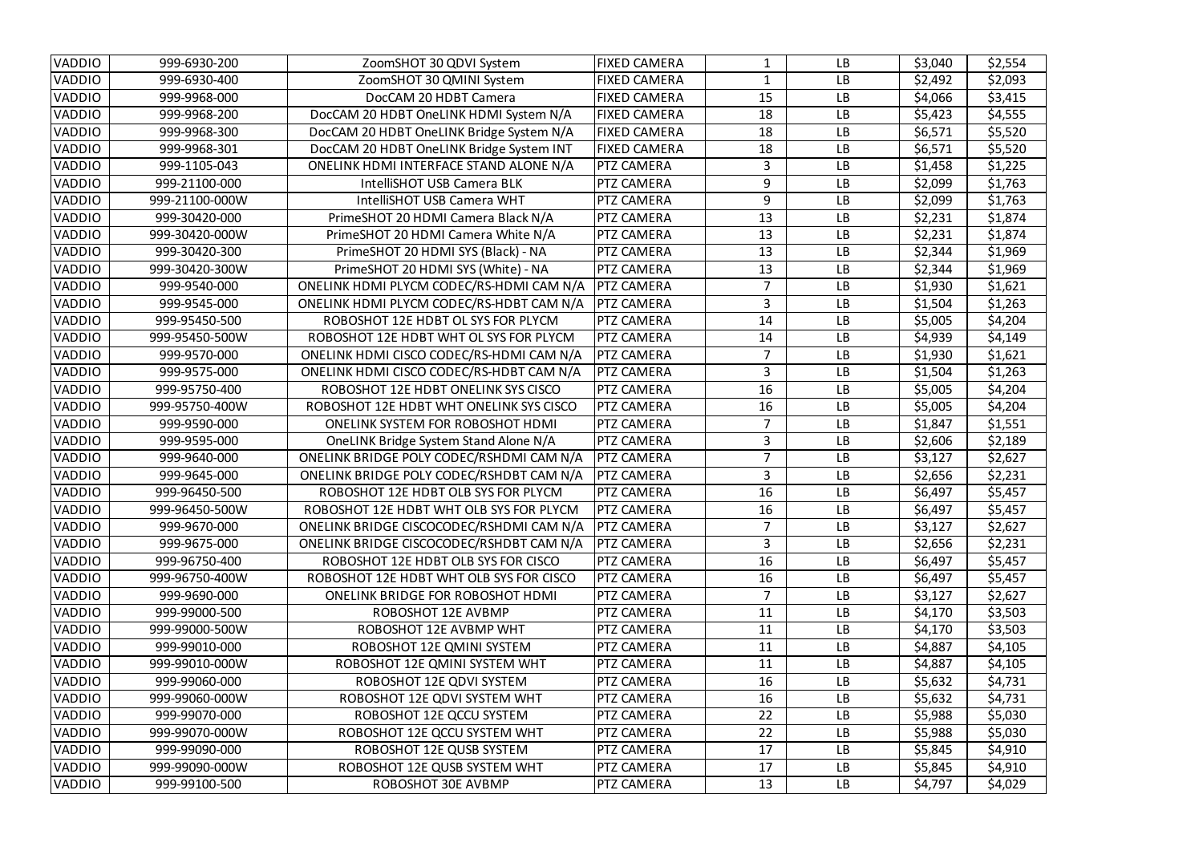| | | | | | | | |
|---|---|---|---|---|---|---|---|
| VADDIO | 999-6930-200 | ZoomSHOT 30 QDVI System | FIXED CAMERA | 1 | LB | $3,040 | $2,554 |
| VADDIO | 999-6930-400 | ZoomSHOT 30 QMINI System | FIXED CAMERA | 1 | LB | $2,492 | $2,093 |
| VADDIO | 999-9968-000 | DocCAM 20 HDBT Camera | FIXED CAMERA | 15 | LB | $4,066 | $3,415 |
| VADDIO | 999-9968-200 | DocCAM 20 HDBT OneLINK HDMI System N/A | FIXED CAMERA | 18 | LB | $5,423 | $4,555 |
| VADDIO | 999-9968-300 | DocCAM 20 HDBT OneLINK Bridge System N/A | FIXED CAMERA | 18 | LB | $6,571 | $5,520 |
| VADDIO | 999-9968-301 | DocCAM 20 HDBT OneLINK Bridge System INT | FIXED CAMERA | 18 | LB | $6,571 | $5,520 |
| VADDIO | 999-1105-043 | ONELINK HDMI INTERFACE STAND ALONE N/A | PTZ CAMERA | 3 | LB | $1,458 | $1,225 |
| VADDIO | 999-21100-000 | IntelliSHOT USB Camera BLK | PTZ CAMERA | 9 | LB | $2,099 | $1,763 |
| VADDIO | 999-21100-000W | IntelliSHOT USB Camera WHT | PTZ CAMERA | 9 | LB | $2,099 | $1,763 |
| VADDIO | 999-30420-000 | PrimeSHOT 20 HDMI Camera Black N/A | PTZ CAMERA | 13 | LB | $2,231 | $1,874 |
| VADDIO | 999-30420-000W | PrimeSHOT 20 HDMI Camera White N/A | PTZ CAMERA | 13 | LB | $2,231 | $1,874 |
| VADDIO | 999-30420-300 | PrimeSHOT 20 HDMI SYS (Black) - NA | PTZ CAMERA | 13 | LB | $2,344 | $1,969 |
| VADDIO | 999-30420-300W | PrimeSHOT 20 HDMI SYS (White) - NA | PTZ CAMERA | 13 | LB | $2,344 | $1,969 |
| VADDIO | 999-9540-000 | ONELINK HDMI PLYCM CODEC/RS-HDMI CAM N/A | PTZ CAMERA | 7 | LB | $1,930 | $1,621 |
| VADDIO | 999-9545-000 | ONELINK HDMI PLYCM CODEC/RS-HDBT CAM N/A | PTZ CAMERA | 3 | LB | $1,504 | $1,263 |
| VADDIO | 999-95450-500 | ROBOSHOT 12E HDBT OL SYS FOR PLYCM | PTZ CAMERA | 14 | LB | $5,005 | $4,204 |
| VADDIO | 999-95450-500W | ROBOSHOT 12E HDBT WHT OL SYS FOR PLYCM | PTZ CAMERA | 14 | LB | $4,939 | $4,149 |
| VADDIO | 999-9570-000 | ONELINK HDMI CISCO CODEC/RS-HDMI CAM N/A | PTZ CAMERA | 7 | LB | $1,930 | $1,621 |
| VADDIO | 999-9575-000 | ONELINK HDMI CISCO CODEC/RS-HDBT CAM N/A | PTZ CAMERA | 3 | LB | $1,504 | $1,263 |
| VADDIO | 999-95750-400 | ROBOSHOT 12E HDBT ONELINK SYS CISCO | PTZ CAMERA | 16 | LB | $5,005 | $4,204 |
| VADDIO | 999-95750-400W | ROBOSHOT 12E HDBT WHT ONELINK SYS CISCO | PTZ CAMERA | 16 | LB | $5,005 | $4,204 |
| VADDIO | 999-9590-000 | ONELINK SYSTEM FOR ROBOSHOT HDMI | PTZ CAMERA | 7 | LB | $1,847 | $1,551 |
| VADDIO | 999-9595-000 | OneLINK Bridge System Stand Alone N/A | PTZ CAMERA | 3 | LB | $2,606 | $2,189 |
| VADDIO | 999-9640-000 | ONELINK BRIDGE POLY CODEC/RSHDMI CAM N/A | PTZ CAMERA | 7 | LB | $3,127 | $2,627 |
| VADDIO | 999-9645-000 | ONELINK BRIDGE POLY CODEC/RSHDBT CAM N/A | PTZ CAMERA | 3 | LB | $2,656 | $2,231 |
| VADDIO | 999-96450-500 | ROBOSHOT 12E HDBT OLB SYS FOR PLYCM | PTZ CAMERA | 16 | LB | $6,497 | $5,457 |
| VADDIO | 999-96450-500W | ROBOSHOT 12E HDBT WHT OLB SYS FOR PLYCM | PTZ CAMERA | 16 | LB | $6,497 | $5,457 |
| VADDIO | 999-9670-000 | ONELINK BRIDGE CISCOCODEC/RSHDMI CAM N/A | PTZ CAMERA | 7 | LB | $3,127 | $2,627 |
| VADDIO | 999-9675-000 | ONELINK BRIDGE CISCOCODEC/RSHDBT CAM N/A | PTZ CAMERA | 3 | LB | $2,656 | $2,231 |
| VADDIO | 999-96750-400 | ROBOSHOT 12E HDBT OLB SYS FOR CISCO | PTZ CAMERA | 16 | LB | $6,497 | $5,457 |
| VADDIO | 999-96750-400W | ROBOSHOT 12E HDBT WHT OLB SYS FOR CISCO | PTZ CAMERA | 16 | LB | $6,497 | $5,457 |
| VADDIO | 999-9690-000 | ONELINK BRIDGE FOR ROBOSHOT HDMI | PTZ CAMERA | 7 | LB | $3,127 | $2,627 |
| VADDIO | 999-99000-500 | ROBOSHOT 12E AVBMP | PTZ CAMERA | 11 | LB | $4,170 | $3,503 |
| VADDIO | 999-99000-500W | ROBOSHOT 12E AVBMP WHT | PTZ CAMERA | 11 | LB | $4,170 | $3,503 |
| VADDIO | 999-99010-000 | ROBOSHOT 12E QMINI SYSTEM | PTZ CAMERA | 11 | LB | $4,887 | $4,105 |
| VADDIO | 999-99010-000W | ROBOSHOT 12E QMINI SYSTEM WHT | PTZ CAMERA | 11 | LB | $4,887 | $4,105 |
| VADDIO | 999-99060-000 | ROBOSHOT 12E QDVI SYSTEM | PTZ CAMERA | 16 | LB | $5,632 | $4,731 |
| VADDIO | 999-99060-000W | ROBOSHOT 12E QDVI SYSTEM WHT | PTZ CAMERA | 16 | LB | $5,632 | $4,731 |
| VADDIO | 999-99070-000 | ROBOSHOT 12E QCCU SYSTEM | PTZ CAMERA | 22 | LB | $5,988 | $5,030 |
| VADDIO | 999-99070-000W | ROBOSHOT 12E QCCU SYSTEM WHT | PTZ CAMERA | 22 | LB | $5,988 | $5,030 |
| VADDIO | 999-99090-000 | ROBOSHOT 12E QUSB SYSTEM | PTZ CAMERA | 17 | LB | $5,845 | $4,910 |
| VADDIO | 999-99090-000W | ROBOSHOT 12E QUSB SYSTEM WHT | PTZ CAMERA | 17 | LB | $5,845 | $4,910 |
| VADDIO | 999-99100-500 | ROBOSHOT 30E AVBMP | PTZ CAMERA | 13 | LB | $4,797 | $4,029 |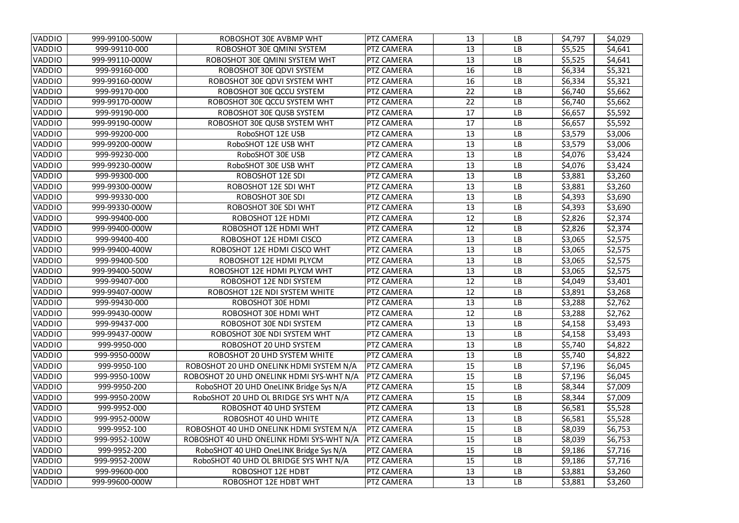| VADDIO | 999-99100-500W | ROBOSHOT 30E AVBMP WHT | PTZ CAMERA | 13 | LB | $4,797 | $4,029 |
|---|---|---|---|---|---|---|---|
| VADDIO | 999-99110-000 | ROBOSHOT 30E QMINI SYSTEM | PTZ CAMERA | 13 | LB | $5,525 | $4,641 |
| VADDIO | 999-99110-000W | ROBOSHOT 30E QMINI SYSTEM WHT | PTZ CAMERA | 13 | LB | $5,525 | $4,641 |
| VADDIO | 999-99160-000 | ROBOSHOT 30E QDVI SYSTEM | PTZ CAMERA | 16 | LB | $6,334 | $5,321 |
| VADDIO | 999-99160-000W | ROBOSHOT 30E QDVI SYSTEM WHT | PTZ CAMERA | 16 | LB | $6,334 | $5,321 |
| VADDIO | 999-99170-000 | ROBOSHOT 30E QCCU SYSTEM | PTZ CAMERA | 22 | LB | $6,740 | $5,662 |
| VADDIO | 999-99170-000W | ROBOSHOT 30E QCCU SYSTEM WHT | PTZ CAMERA | 22 | LB | $6,740 | $5,662 |
| VADDIO | 999-99190-000 | ROBOSHOT 30E QUSB SYSTEM | PTZ CAMERA | 17 | LB | $6,657 | $5,592 |
| VADDIO | 999-99190-000W | ROBOSHOT 30E QUSB SYSTEM WHT | PTZ CAMERA | 17 | LB | $6,657 | $5,592 |
| VADDIO | 999-99200-000 | RoboSHOT 12E USB | PTZ CAMERA | 13 | LB | $3,579 | $3,006 |
| VADDIO | 999-99200-000W | RoboSHOT 12E USB WHT | PTZ CAMERA | 13 | LB | $3,579 | $3,006 |
| VADDIO | 999-99230-000 | RoboSHOT 30E USB | PTZ CAMERA | 13 | LB | $4,076 | $3,424 |
| VADDIO | 999-99230-000W | RoboSHOT 30E USB WHT | PTZ CAMERA | 13 | LB | $4,076 | $3,424 |
| VADDIO | 999-99300-000 | ROBOSHOT 12E SDI | PTZ CAMERA | 13 | LB | $3,881 | $3,260 |
| VADDIO | 999-99300-000W | ROBOSHOT 12E SDI WHT | PTZ CAMERA | 13 | LB | $3,881 | $3,260 |
| VADDIO | 999-99330-000 | ROBOSHOT 30E SDI | PTZ CAMERA | 13 | LB | $4,393 | $3,690 |
| VADDIO | 999-99330-000W | ROBOSHOT 30E SDI WHT | PTZ CAMERA | 13 | LB | $4,393 | $3,690 |
| VADDIO | 999-99400-000 | ROBOSHOT 12E HDMI | PTZ CAMERA | 12 | LB | $2,826 | $2,374 |
| VADDIO | 999-99400-000W | ROBOSHOT 12E HDMI WHT | PTZ CAMERA | 12 | LB | $2,826 | $2,374 |
| VADDIO | 999-99400-400 | ROBOSHOT 12E HDMI CISCO | PTZ CAMERA | 13 | LB | $3,065 | $2,575 |
| VADDIO | 999-99400-400W | ROBOSHOT 12E HDMI CISCO WHT | PTZ CAMERA | 13 | LB | $3,065 | $2,575 |
| VADDIO | 999-99400-500 | ROBOSHOT 12E HDMI PLYCM | PTZ CAMERA | 13 | LB | $3,065 | $2,575 |
| VADDIO | 999-99400-500W | ROBOSHOT 12E HDMI PLYCM WHT | PTZ CAMERA | 13 | LB | $3,065 | $2,575 |
| VADDIO | 999-99407-000 | ROBOSHOT 12E NDI SYSTEM | PTZ CAMERA | 12 | LB | $4,049 | $3,401 |
| VADDIO | 999-99407-000W | ROBOSHOT 12E NDI SYSTEM WHITE | PTZ CAMERA | 12 | LB | $3,891 | $3,268 |
| VADDIO | 999-99430-000 | ROBOSHOT 30E HDMI | PTZ CAMERA | 13 | LB | $3,288 | $2,762 |
| VADDIO | 999-99430-000W | ROBOSHOT 30E HDMI WHT | PTZ CAMERA | 12 | LB | $3,288 | $2,762 |
| VADDIO | 999-99437-000 | ROBOSHOT 30E NDI SYSTEM | PTZ CAMERA | 13 | LB | $4,158 | $3,493 |
| VADDIO | 999-99437-000W | ROBOSHOT 30E NDI SYSTEM WHT | PTZ CAMERA | 13 | LB | $4,158 | $3,493 |
| VADDIO | 999-9950-000 | ROBOSHOT 20 UHD SYSTEM | PTZ CAMERA | 13 | LB | $5,740 | $4,822 |
| VADDIO | 999-9950-000W | ROBOSHOT 20 UHD SYSTEM WHITE | PTZ CAMERA | 13 | LB | $5,740 | $4,822 |
| VADDIO | 999-9950-100 | ROBOSHOT 20 UHD ONELINK HDMI SYSTEM N/A | PTZ CAMERA | 15 | LB | $7,196 | $6,045 |
| VADDIO | 999-9950-100W | ROBOSHOT 20 UHD ONELINK HDMI SYS-WHT N/A | PTZ CAMERA | 15 | LB | $7,196 | $6,045 |
| VADDIO | 999-9950-200 | RoboSHOT 20 UHD OneLINK Bridge Sys N/A | PTZ CAMERA | 15 | LB | $8,344 | $7,009 |
| VADDIO | 999-9950-200W | RoboSHOT 20 UHD OL BRIDGE SYS WHT N/A | PTZ CAMERA | 15 | LB | $8,344 | $7,009 |
| VADDIO | 999-9952-000 | ROBOSHOT 40 UHD SYSTEM | PTZ CAMERA | 13 | LB | $6,581 | $5,528 |
| VADDIO | 999-9952-000W | ROBOSHOT 40 UHD WHITE | PTZ CAMERA | 13 | LB | $6,581 | $5,528 |
| VADDIO | 999-9952-100 | ROBOSHOT 40 UHD ONELINK HDMI SYSTEM N/A | PTZ CAMERA | 15 | LB | $8,039 | $6,753 |
| VADDIO | 999-9952-100W | ROBOSHOT 40 UHD ONELINK HDMI SYS-WHT N/A | PTZ CAMERA | 15 | LB | $8,039 | $6,753 |
| VADDIO | 999-9952-200 | RoboSHOT 40 UHD OneLINK Bridge Sys N/A | PTZ CAMERA | 15 | LB | $9,186 | $7,716 |
| VADDIO | 999-9952-200W | RoboSHOT 40 UHD OL BRIDGE SYS WHT N/A | PTZ CAMERA | 15 | LB | $9,186 | $7,716 |
| VADDIO | 999-99600-000 | ROBOSHOT 12E HDBT | PTZ CAMERA | 13 | LB | $3,881 | $3,260 |
| VADDIO | 999-99600-000W | ROBOSHOT 12E HDBT WHT | PTZ CAMERA | 13 | LB | $3,881 | $3,260 |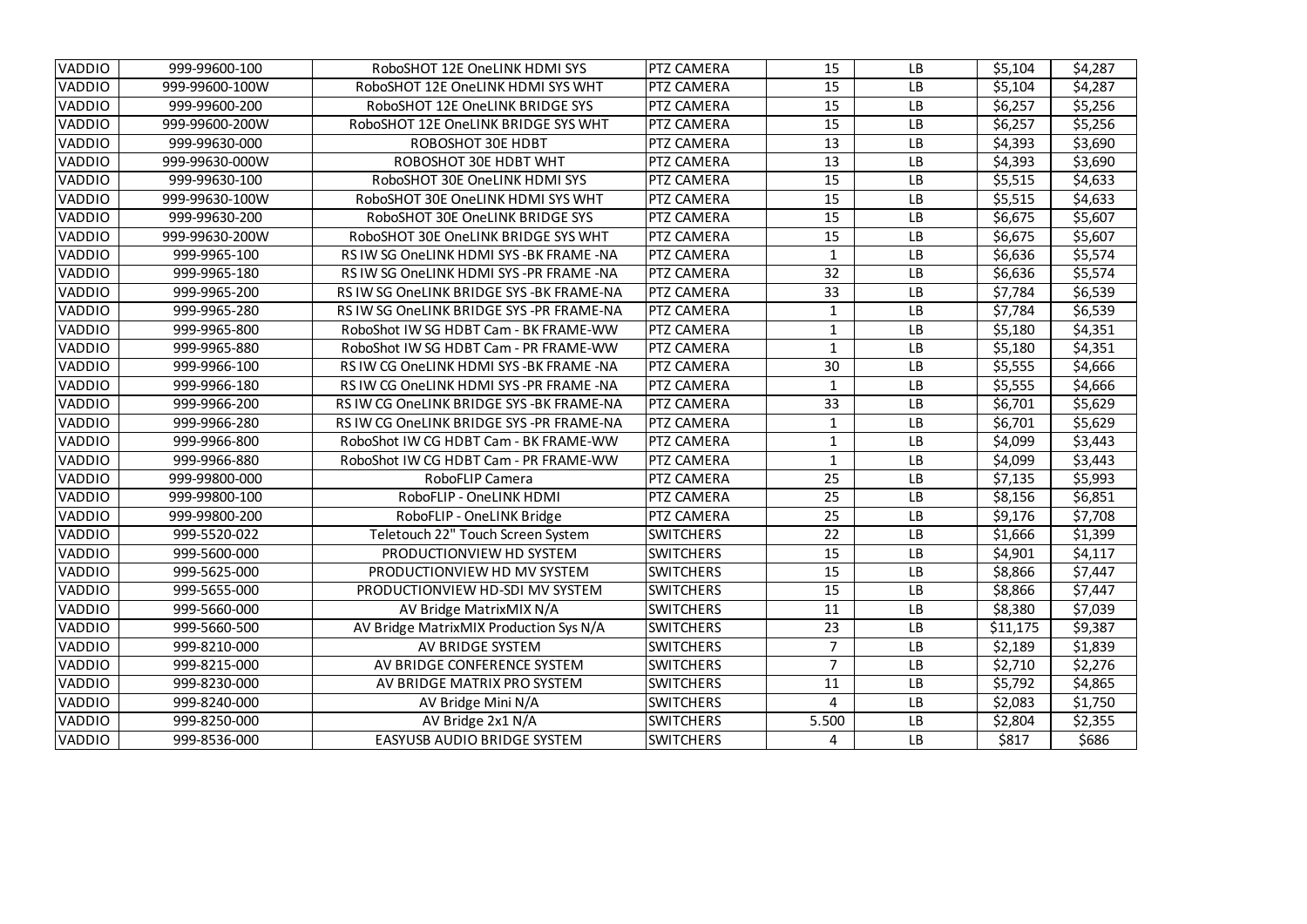| | | | | | | | |
|---|---|---|---|---|---|---|---|
| VADDIO | 999-99600-100 | RoboSHOT 12E OneLINK HDMI SYS | PTZ CAMERA | 15 | LB | $5,104 | $4,287 |
| VADDIO | 999-99600-100W | RoboSHOT 12E OneLINK HDMI SYS WHT | PTZ CAMERA | 15 | LB | $5,104 | $4,287 |
| VADDIO | 999-99600-200 | RoboSHOT 12E OneLINK BRIDGE SYS | PTZ CAMERA | 15 | LB | $6,257 | $5,256 |
| VADDIO | 999-99600-200W | RoboSHOT 12E OneLINK BRIDGE SYS WHT | PTZ CAMERA | 15 | LB | $6,257 | $5,256 |
| VADDIO | 999-99630-000 | ROBOSHOT 30E HDBT | PTZ CAMERA | 13 | LB | $4,393 | $3,690 |
| VADDIO | 999-99630-000W | ROBOSHOT 30E HDBT WHT | PTZ CAMERA | 13 | LB | $4,393 | $3,690 |
| VADDIO | 999-99630-100 | RoboSHOT 30E OneLINK HDMI SYS | PTZ CAMERA | 15 | LB | $5,515 | $4,633 |
| VADDIO | 999-99630-100W | RoboSHOT 30E OneLINK HDMI SYS WHT | PTZ CAMERA | 15 | LB | $5,515 | $4,633 |
| VADDIO | 999-99630-200 | RoboSHOT 30E OneLINK BRIDGE SYS | PTZ CAMERA | 15 | LB | $6,675 | $5,607 |
| VADDIO | 999-99630-200W | RoboSHOT 30E OneLINK BRIDGE SYS WHT | PTZ CAMERA | 15 | LB | $6,675 | $5,607 |
| VADDIO | 999-9965-100 | RS IW SG OneLINK HDMI SYS -BK FRAME -NA | PTZ CAMERA | 1 | LB | $6,636 | $5,574 |
| VADDIO | 999-9965-180 | RS IW SG OneLINK HDMI SYS -PR FRAME -NA | PTZ CAMERA | 32 | LB | $6,636 | $5,574 |
| VADDIO | 999-9965-200 | RS IW SG OneLINK BRIDGE SYS -BK FRAME-NA | PTZ CAMERA | 33 | LB | $7,784 | $6,539 |
| VADDIO | 999-9965-280 | RS IW SG OneLINK BRIDGE SYS -PR FRAME-NA | PTZ CAMERA | 1 | LB | $7,784 | $6,539 |
| VADDIO | 999-9965-800 | RoboShot IW SG HDBT Cam - BK FRAME-WW | PTZ CAMERA | 1 | LB | $5,180 | $4,351 |
| VADDIO | 999-9965-880 | RoboShot IW SG HDBT Cam - PR FRAME-WW | PTZ CAMERA | 1 | LB | $5,180 | $4,351 |
| VADDIO | 999-9966-100 | RS IW CG OneLINK HDMI SYS -BK FRAME -NA | PTZ CAMERA | 30 | LB | $5,555 | $4,666 |
| VADDIO | 999-9966-180 | RS IW CG OneLINK HDMI SYS -PR FRAME -NA | PTZ CAMERA | 1 | LB | $5,555 | $4,666 |
| VADDIO | 999-9966-200 | RS IW CG OneLINK BRIDGE SYS -BK FRAME-NA | PTZ CAMERA | 33 | LB | $6,701 | $5,629 |
| VADDIO | 999-9966-280 | RS IW CG OneLINK BRIDGE SYS -PR FRAME-NA | PTZ CAMERA | 1 | LB | $6,701 | $5,629 |
| VADDIO | 999-9966-800 | RoboShot IW CG HDBT Cam - BK FRAME-WW | PTZ CAMERA | 1 | LB | $4,099 | $3,443 |
| VADDIO | 999-9966-880 | RoboShot IW CG HDBT Cam - PR FRAME-WW | PTZ CAMERA | 1 | LB | $4,099 | $3,443 |
| VADDIO | 999-99800-000 | RoboFLIP Camera | PTZ CAMERA | 25 | LB | $7,135 | $5,993 |
| VADDIO | 999-99800-100 | RoboFLIP - OneLINK HDMI | PTZ CAMERA | 25 | LB | $8,156 | $6,851 |
| VADDIO | 999-99800-200 | RoboFLIP - OneLINK Bridge | PTZ CAMERA | 25 | LB | $9,176 | $7,708 |
| VADDIO | 999-5520-022 | Teletouch 22" Touch Screen System | SWITCHERS | 22 | LB | $1,666 | $1,399 |
| VADDIO | 999-5600-000 | PRODUCTIONVIEW HD SYSTEM | SWITCHERS | 15 | LB | $4,901 | $4,117 |
| VADDIO | 999-5625-000 | PRODUCTIONVIEW HD MV SYSTEM | SWITCHERS | 15 | LB | $8,866 | $7,447 |
| VADDIO | 999-5655-000 | PRODUCTIONVIEW HD-SDI MV SYSTEM | SWITCHERS | 15 | LB | $8,866 | $7,447 |
| VADDIO | 999-5660-000 | AV Bridge MatrixMIX N/A | SWITCHERS | 11 | LB | $8,380 | $7,039 |
| VADDIO | 999-5660-500 | AV Bridge MatrixMIX Production Sys N/A | SWITCHERS | 23 | LB | $11,175 | $9,387 |
| VADDIO | 999-8210-000 | AV BRIDGE SYSTEM | SWITCHERS | 7 | LB | $2,189 | $1,839 |
| VADDIO | 999-8215-000 | AV BRIDGE CONFERENCE SYSTEM | SWITCHERS | 7 | LB | $2,710 | $2,276 |
| VADDIO | 999-8230-000 | AV BRIDGE MATRIX PRO SYSTEM | SWITCHERS | 11 | LB | $5,792 | $4,865 |
| VADDIO | 999-8240-000 | AV Bridge Mini N/A | SWITCHERS | 4 | LB | $2,083 | $1,750 |
| VADDIO | 999-8250-000 | AV Bridge 2x1 N/A | SWITCHERS | 5.500 | LB | $2,804 | $2,355 |
| VADDIO | 999-8536-000 | EASYUSB AUDIO BRIDGE SYSTEM | SWITCHERS | 4 | LB | $817 | $686 |